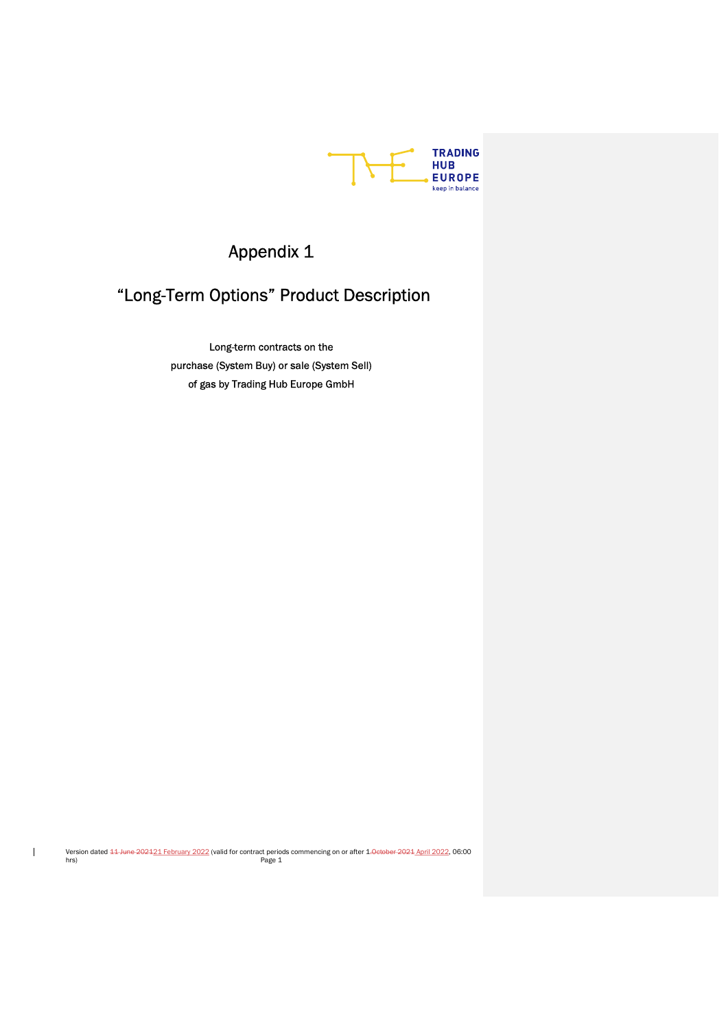# Appendix 1

# "Long-Term Options" Product Description

Long-term contracts on the
purchase (System Buy) or sale (System Sell)
of gas by Trading Hub Europe GmbH

Version dated ~~11 June 2021~~21 February 2022 (valid for contract periods commencing on or after 1.~~October 2021~~ April 2022, 06:00 hrs)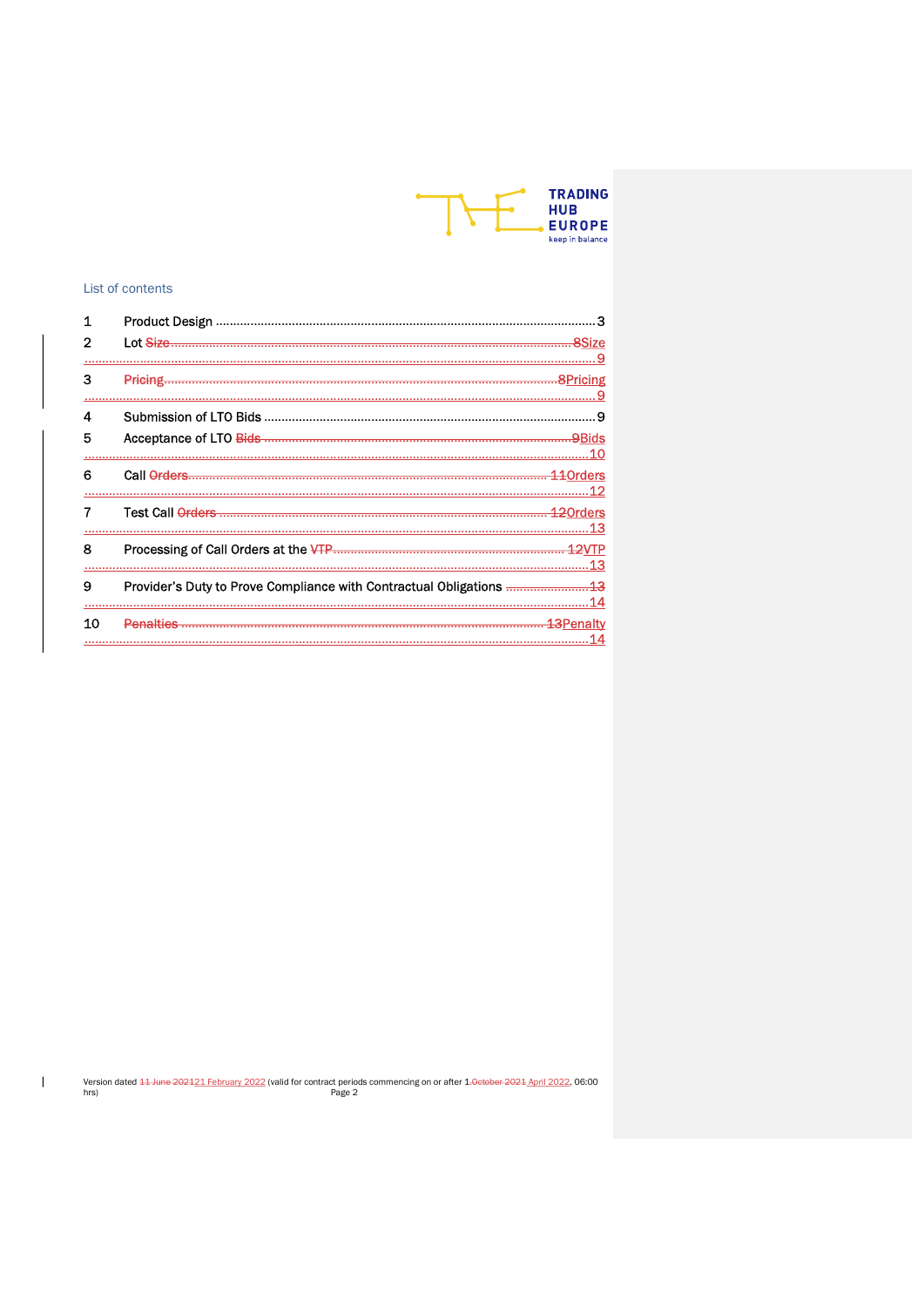List of contents

1 Product Design 3
2 Lot Size 9
3 Pricing 9
4 Submission of LTO Bids 9
5 Acceptance of LTO Bids 10
6 Call Orders 12
7 Test Call Orders 13
8 Processing of Call Orders at the VTP 13
9 Provider's Duty to Prove Compliance with Contractual Obligations 14
10 Penalty 14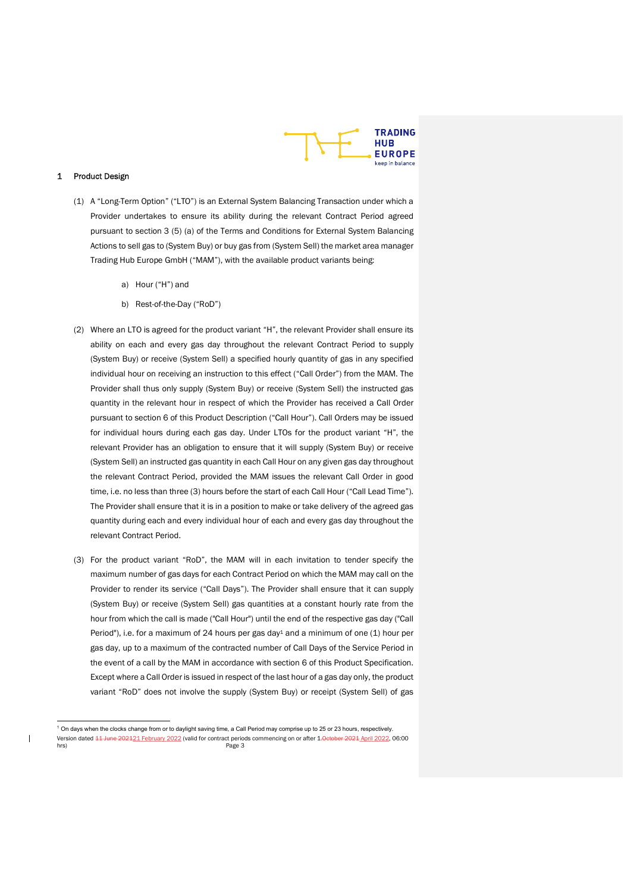## 1 Product Design

(1) A "Long-Term Option" ("LTO") is an External System Balancing Transaction under which a Provider undertakes to ensure its ability during the relevant Contract Period agreed pursuant to section 3 (5) (a) of the Terms and Conditions for External System Balancing Actions to sell gas to (System Buy) or buy gas from (System Sell) the market area manager Trading Hub Europe GmbH ("MAM"), with the available product variants being:

a) Hour ("H") and

b) Rest-of-the-Day ("RoD")

(2) Where an LTO is agreed for the product variant "H", the relevant Provider shall ensure its ability on each and every gas day throughout the relevant Contract Period to supply (System Buy) or receive (System Sell) a specified hourly quantity of gas in any specified individual hour on receiving an instruction to this effect ("Call Order") from the MAM. The Provider shall thus only supply (System Buy) or receive (System Sell) the instructed gas quantity in the relevant hour in respect of which the Provider has received a Call Order pursuant to section 6 of this Product Description ("Call Hour"). Call Orders may be issued for individual hours during each gas day. Under LTOs for the product variant "H", the relevant Provider has an obligation to ensure that it will supply (System Buy) or receive (System Sell) an instructed gas quantity in each Call Hour on any given gas day throughout the relevant Contract Period, provided the MAM issues the relevant Call Order in good time, i.e. no less than three (3) hours before the start of each Call Hour ("Call Lead Time"). The Provider shall ensure that it is in a position to make or take delivery of the agreed gas quantity during each and every individual hour of each and every gas day throughout the relevant Contract Period.

(3) For the product variant "RoD", the MAM will in each invitation to tender specify the maximum number of gas days for each Contract Period on which the MAM may call on the Provider to render its service ("Call Days"). The Provider shall ensure that it can supply (System Buy) or receive (System Sell) gas quantities at a constant hourly rate from the hour from which the call is made ("Call Hour") until the end of the respective gas day ("Call Period"), i.e. for a maximum of 24 hours per gas day[1] and a minimum of one (1) hour per gas day, up to a maximum of the contracted number of Call Days of the Service Period in the event of a call by the MAM in accordance with section 6 of this Product Specification. Except where a Call Order is issued in respect of the last hour of a gas day only, the product variant "RoD" does not involve the supply (System Buy) or receipt (System Sell) of gas

---

[1] On days when the clocks change from or to daylight saving time, a Call Period may comprise up to 25 or 23 hours, respectively.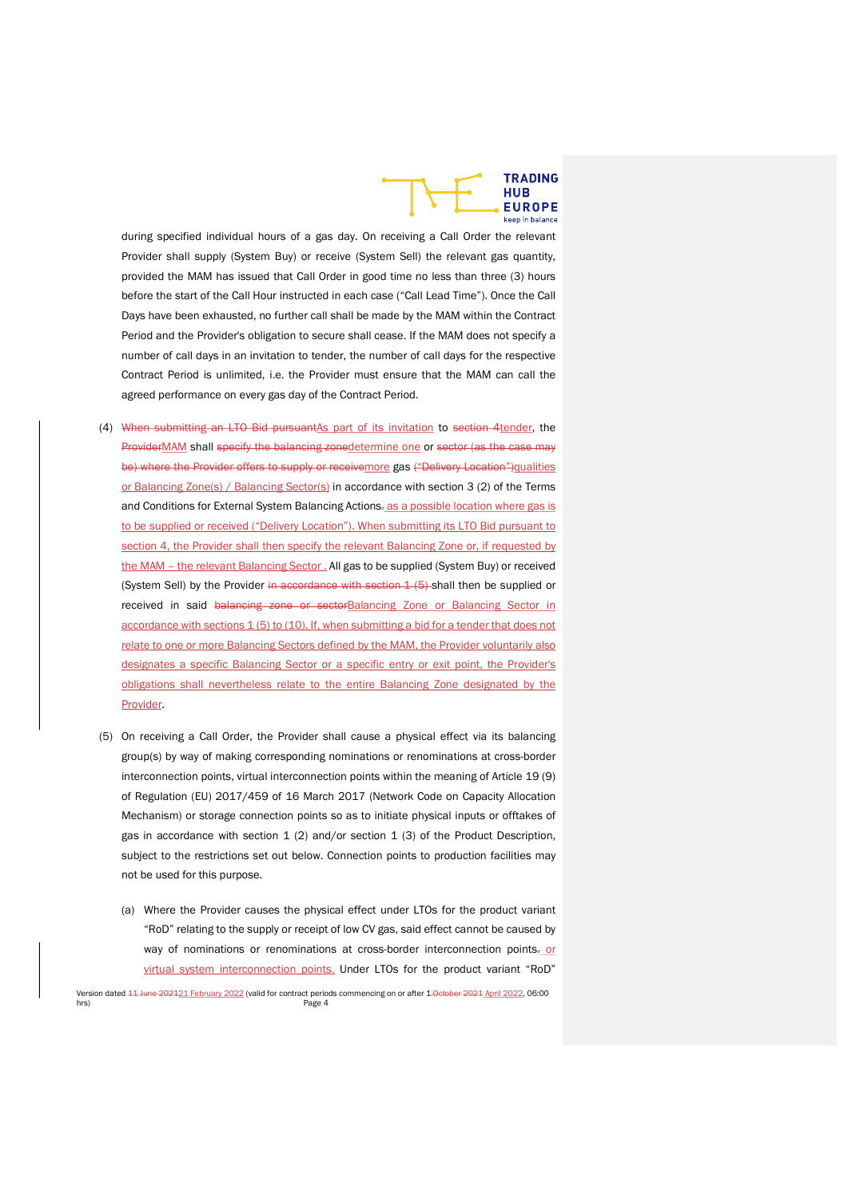during specified individual hours of a gas day. On receiving a Call Order the relevant Provider shall supply (System Buy) or receive (System Sell) the relevant gas quantity, provided the MAM has issued that Call Order in good time no less than three (3) hours before the start of the Call Hour instructed in each case ("Call Lead Time"). Once the Call Days have been exhausted, no further call shall be made by the MAM within the Contract Period and the Provider's obligation to secure shall cease. If the MAM does not specify a number of call days in an invitation to tender, the number of call days for the respective Contract Period is unlimited, i.e. the Provider must ensure that the MAM can call the agreed performance on every gas day of the Contract Period.

(4) ~~When submitting an LTO Bid pursuant~~As part of its invitation to ~~section 4~~tender, the ~~Provider~~MAM shall ~~specify the balancing zone~~determine one or ~~sector (as the case may be) where the Provider offers to supply or receive~~more gas ~~("Delivery Location")~~qualities or Balancing Zone(s) / Balancing Sector(s) in accordance with section 3 (2) of the Terms and Conditions for External System Balancing Actions~~.~~ as a possible location where gas is to be supplied or received ("Delivery Location"). When submitting its LTO Bid pursuant to section 4, the Provider shall then specify the relevant Balancing Zone or, if requested by the MAM – the relevant Balancing Sector . All gas to be supplied (System Buy) or received (System Sell) by the Provider ~~in accordance with section 1 (5)~~ shall then be supplied or received in said ~~balancing zone or sector~~Balancing Zone or Balancing Sector in accordance with sections 1 (5) to (10). If, when submitting a bid for a tender that does not relate to one or more Balancing Sectors defined by the MAM, the Provider voluntarily also designates a specific Balancing Sector or a specific entry or exit point, the Provider's obligations shall nevertheless relate to the entire Balancing Zone designated by the Provider.

(5) On receiving a Call Order, the Provider shall cause a physical effect via its balancing group(s) by way of making corresponding nominations or renominations at cross-border interconnection points, virtual interconnection points within the meaning of Article 19 (9) of Regulation (EU) 2017/459 of 16 March 2017 (Network Code on Capacity Allocation Mechanism) or storage connection points so as to initiate physical inputs or offtakes of gas in accordance with section 1 (2) and/or section 1 (3) of the Product Description, subject to the restrictions set out below. Connection points to production facilities may not be used for this purpose.

(a) Where the Provider causes the physical effect under LTOs for the product variant "RoD" relating to the supply or receipt of low CV gas, said effect cannot be caused by way of nominations or renominations at cross-border interconnection points~~.~~ or virtual system interconnection points. Under LTOs for the product variant "RoD"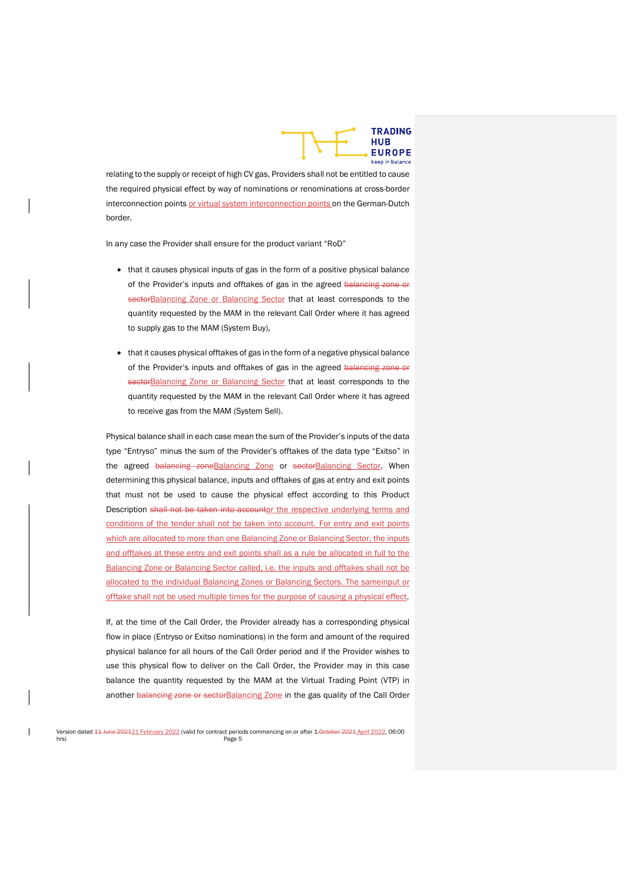relating to the supply or receipt of high CV gas, Providers shall not be entitled to cause the required physical effect by way of nominations or renominations at cross-border interconnection points or virtual system interconnection points on the German-Dutch border.

In any case the Provider shall ensure for the product variant "RoD"

- that it causes physical inputs of gas in the form of a positive physical balance of the Provider's inputs and offtakes of gas in the agreed ~~balancing zone or sector~~Balancing Zone or Balancing Sector that at least corresponds to the quantity requested by the MAM in the relevant Call Order where it has agreed to supply gas to the MAM (System Buy),

- that it causes physical offtakes of gas in the form of a negative physical balance of the Provider's inputs and offtakes of gas in the agreed ~~balancing zone or sector~~Balancing Zone or Balancing Sector that at least corresponds to the quantity requested by the MAM in the relevant Call Order where it has agreed to receive gas from the MAM (System Sell).

Physical balance shall in each case mean the sum of the Provider's inputs of the data type "Entryso" minus the sum of the Provider's offtakes of the data type "Exitso" in the agreed ~~balancing zone~~Balancing Zone or ~~sector~~Balancing Sector. When determining this physical balance, inputs and offtakes of gas at entry and exit points that must not be used to cause the physical effect according to this Product Description ~~shall not be taken into account~~or the respective underlying terms and conditions of the tender shall not be taken into account. For entry and exit points which are allocated to more than one Balancing Zone or Balancing Sector, the inputs and offtakes at these entry and exit points shall as a rule be allocated in full to the Balancing Zone or Balancing Sector called, i.e. the inputs and offtakes shall not be allocated to the individual Balancing Zones or Balancing Sectors. The sameinput or offtake shall not be used multiple times for the purpose of causing a physical effect.

If, at the time of the Call Order, the Provider already has a corresponding physical flow in place (Entryso or Exitso nominations) in the form and amount of the required physical balance for all hours of the Call Order period and if the Provider wishes to use this physical flow to deliver on the Call Order, the Provider may in this case balance the quantity requested by the MAM at the Virtual Trading Point (VTP) in another ~~balancing zone or sector~~Balancing Zone in the gas quality of the Call Order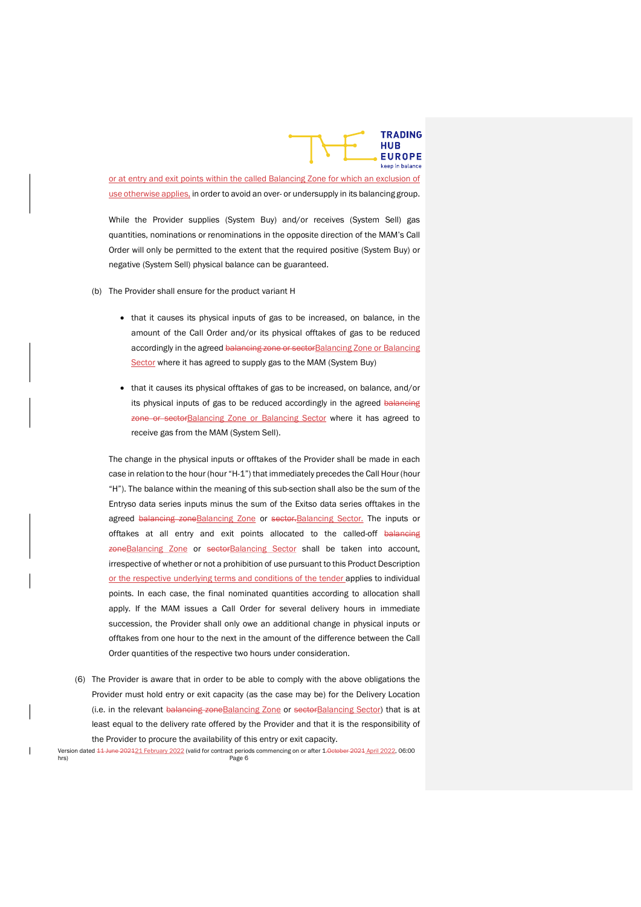or at entry and exit points within the called Balancing Zone for which an exclusion of use otherwise applies, in order to avoid an over- or undersupply in its balancing group.

While the Provider supplies (System Buy) and/or receives (System Sell) gas quantities, nominations or renominations in the opposite direction of the MAM's Call Order will only be permitted to the extent that the required positive (System Buy) or negative (System Sell) physical balance can be guaranteed.

(b) The Provider shall ensure for the product variant H

- that it causes its physical inputs of gas to be increased, on balance, in the amount of the Call Order and/or its physical offtakes of gas to be reduced accordingly in the agreed ~~balancing zone or sector~~Balancing Zone or Balancing Sector where it has agreed to supply gas to the MAM (System Buy)

- that it causes its physical offtakes of gas to be increased, on balance, and/or its physical inputs of gas to be reduced accordingly in the agreed ~~balancing zone or sector~~Balancing Zone or Balancing Sector where it has agreed to receive gas from the MAM (System Sell).

The change in the physical inputs or offtakes of the Provider shall be made in each case in relation to the hour (hour "H-1") that immediately precedes the Call Hour (hour "H"). The balance within the meaning of this sub-section shall also be the sum of the Entryso data series inputs minus the sum of the Exitso data series offtakes in the agreed ~~balancing zone~~Balancing Zone or ~~sector.~~Balancing Sector. The inputs or offtakes at all entry and exit points allocated to the called-off ~~balancing zone~~Balancing Zone or ~~sector~~Balancing Sector shall be taken into account, irrespective of whether or not a prohibition of use pursuant to this Product Description or the respective underlying terms and conditions of the tender applies to individual points. In each case, the final nominated quantities according to allocation shall apply. If the MAM issues a Call Order for several delivery hours in immediate succession, the Provider shall only owe an additional change in physical inputs or offtakes from one hour to the next in the amount of the difference between the Call Order quantities of the respective two hours under consideration.

(6) The Provider is aware that in order to be able to comply with the above obligations the Provider must hold entry or exit capacity (as the case may be) for the Delivery Location (i.e. in the relevant ~~balancing zone~~Balancing Zone or ~~sector~~Balancing Sector) that is at least equal to the delivery rate offered by the Provider and that it is the responsibility of the Provider to procure the availability of this entry or exit capacity.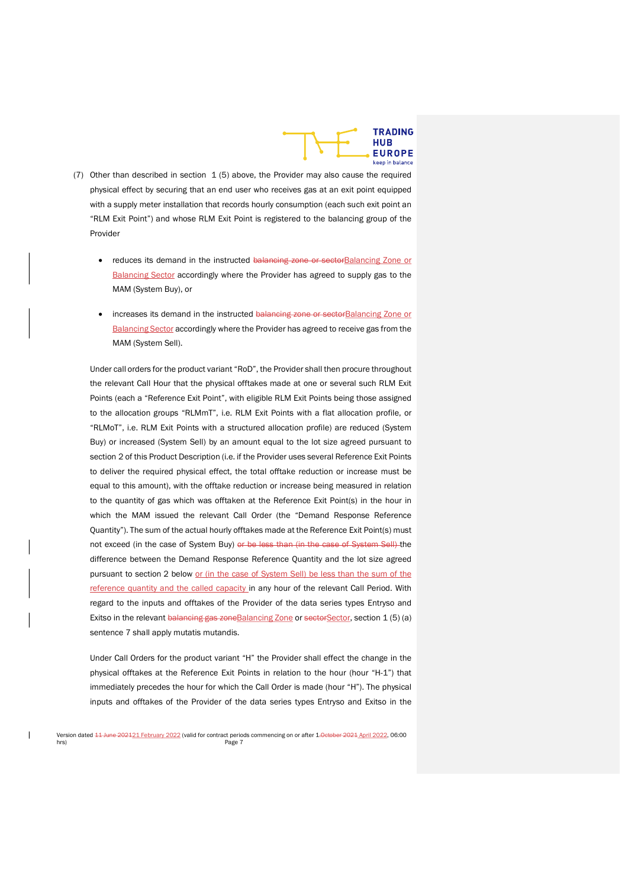(7) Other than described in section 1 (5) above, the Provider may also cause the required physical effect by securing that an end user who receives gas at an exit point equipped with a supply meter installation that records hourly consumption (each such exit point an "RLM Exit Point") and whose RLM Exit Point is registered to the balancing group of the Provider

- reduces its demand in the instructed ~~balancing zone or sector~~Balancing Zone or Balancing Sector accordingly where the Provider has agreed to supply gas to the MAM (System Buy), or
- increases its demand in the instructed ~~balancing zone or sector~~Balancing Zone or Balancing Sector accordingly where the Provider has agreed to receive gas from the MAM (System Sell).

Under call orders for the product variant "RoD", the Provider shall then procure throughout the relevant Call Hour that the physical offtakes made at one or several such RLM Exit Points (each a "Reference Exit Point", with eligible RLM Exit Points being those assigned to the allocation groups "RLMmT", i.e. RLM Exit Points with a flat allocation profile, or "RLMoT", i.e. RLM Exit Points with a structured allocation profile) are reduced (System Buy) or increased (System Sell) by an amount equal to the lot size agreed pursuant to section 2 of this Product Description (i.e. if the Provider uses several Reference Exit Points to deliver the required physical effect, the total offtake reduction or increase must be equal to this amount), with the offtake reduction or increase being measured in relation to the quantity of gas which was offtaken at the Reference Exit Point(s) in the hour in which the MAM issued the relevant Call Order (the "Demand Response Reference Quantity"). The sum of the actual hourly offtakes made at the Reference Exit Point(s) must not exceed (in the case of System Buy) ~~or be less than (in the case of System Sell)~~ the difference between the Demand Response Reference Quantity and the lot size agreed pursuant to section 2 below or (in the case of System Sell) be less than the sum of the reference quantity and the called capacity in any hour of the relevant Call Period. With regard to the inputs and offtakes of the Provider of the data series types Entryso and Exitso in the relevant ~~balancing gas zone~~Balancing Zone or ~~sector~~Sector, section 1 (5) (a) sentence 7 shall apply mutatis mutandis.

Under Call Orders for the product variant "H" the Provider shall effect the change in the physical offtakes at the Reference Exit Points in relation to the hour (hour "H-1") that immediately precedes the hour for which the Call Order is made (hour "H"). The physical inputs and offtakes of the Provider of the data series types Entryso and Exitso in the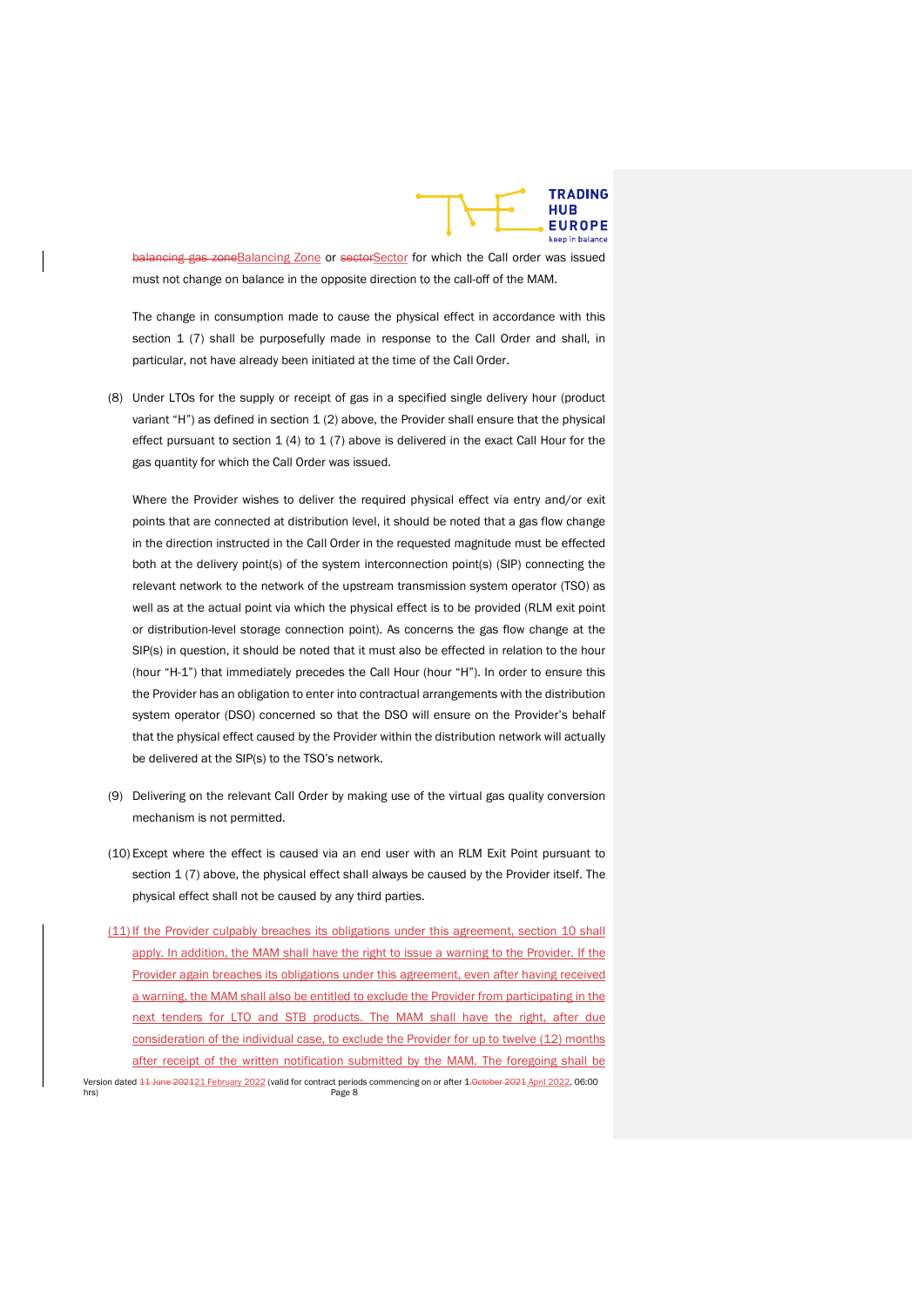~~balancing gas zone~~Balancing Zone or ~~sector~~Sector for which the Call order was issued must not change on balance in the opposite direction to the call-off of the MAM.

The change in consumption made to cause the physical effect in accordance with this section 1 (7) shall be purposefully made in response to the Call Order and shall, in particular, not have already been initiated at the time of the Call Order.

(8) Under LTOs for the supply or receipt of gas in a specified single delivery hour (product variant "H") as defined in section 1 (2) above, the Provider shall ensure that the physical effect pursuant to section 1 (4) to 1 (7) above is delivered in the exact Call Hour for the gas quantity for which the Call Order was issued.

Where the Provider wishes to deliver the required physical effect via entry and/or exit points that are connected at distribution level, it should be noted that a gas flow change in the direction instructed in the Call Order in the requested magnitude must be effected both at the delivery point(s) of the system interconnection point(s) (SIP) connecting the relevant network to the network of the upstream transmission system operator (TSO) as well as at the actual point via which the physical effect is to be provided (RLM exit point or distribution-level storage connection point). As concerns the gas flow change at the SIP(s) in question, it should be noted that it must also be effected in relation to the hour (hour "H-1") that immediately precedes the Call Hour (hour "H"). In order to ensure this the Provider has an obligation to enter into contractual arrangements with the distribution system operator (DSO) concerned so that the DSO will ensure on the Provider's behalf that the physical effect caused by the Provider within the distribution network will actually be delivered at the SIP(s) to the TSO's network.

(9) Delivering on the relevant Call Order by making use of the virtual gas quality conversion mechanism is not permitted.

(10) Except where the effect is caused via an end user with an RLM Exit Point pursuant to section 1 (7) above, the physical effect shall always be caused by the Provider itself. The physical effect shall not be caused by any third parties.

(11) If the Provider culpably breaches its obligations under this agreement, section 10 shall apply. In addition, the MAM shall have the right to issue a warning to the Provider. If the Provider again breaches its obligations under this agreement, even after having received a warning, the MAM shall also be entitled to exclude the Provider from participating in the next tenders for LTO and STB products. The MAM shall have the right, after due consideration of the individual case, to exclude the Provider for up to twelve (12) months after receipt of the written notification submitted by the MAM. The foregoing shall be

Version dated ~~11 June 2021~~21 February 2022 (valid for contract periods commencing on or after 1 ~~October 2021~~ April 2022, 06:00 hrs)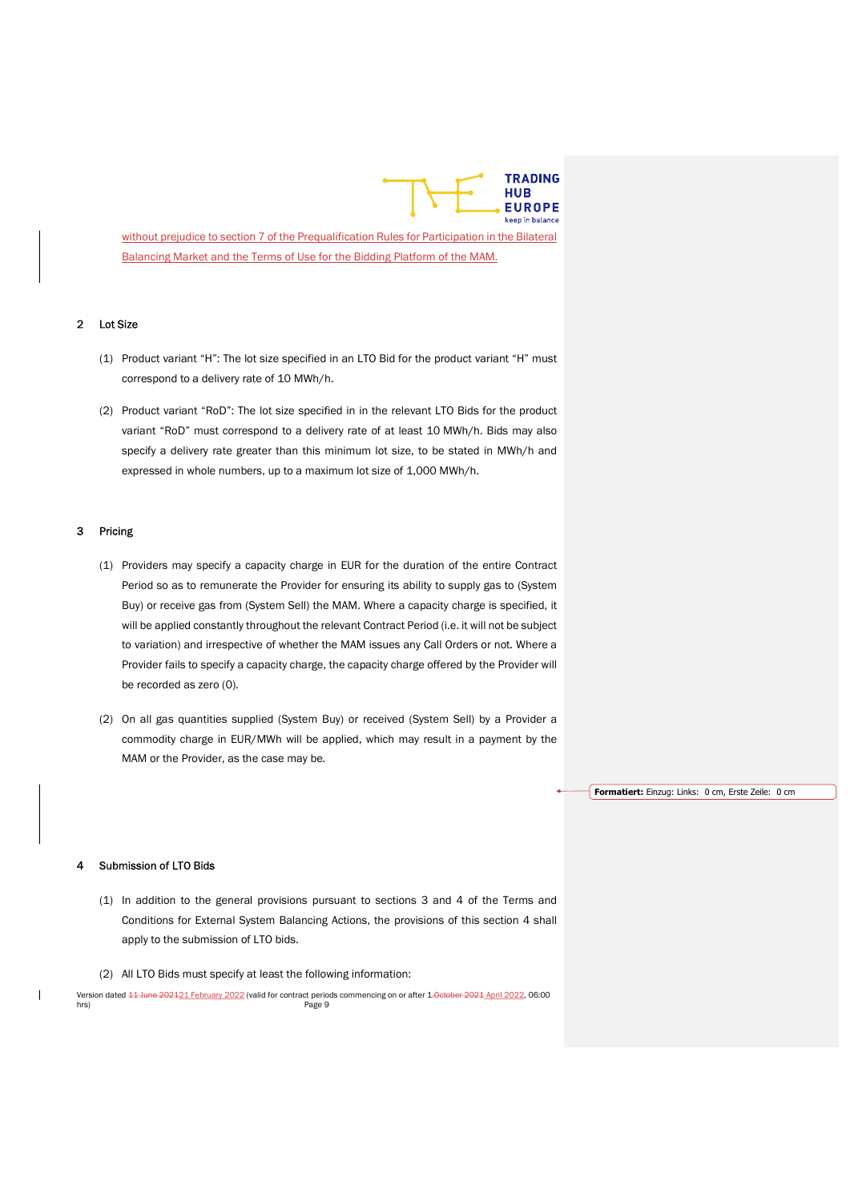without prejudice to section 7 of the Prequalification Rules for Participation in the Bilateral Balancing Market and the Terms of Use for the Bidding Platform of the MAM.

## 2 Lot Size

(1) Product variant “H”: The lot size specified in an LTO Bid for the product variant “H” must correspond to a delivery rate of 10 MWh/h.

(2) Product variant “RoD”: The lot size specified in in the relevant LTO Bids for the product variant “RoD” must correspond to a delivery rate of at least 10 MWh/h. Bids may also specify a delivery rate greater than this minimum lot size, to be stated in MWh/h and expressed in whole numbers, up to a maximum lot size of 1,000 MWh/h.

## 3 Pricing

(1) Providers may specify a capacity charge in EUR for the duration of the entire Contract Period so as to remunerate the Provider for ensuring its ability to supply gas to (System Buy) or receive gas from (System Sell) the MAM. Where a capacity charge is specified, it will be applied constantly throughout the relevant Contract Period (i.e. it will not be subject to variation) and irrespective of whether the MAM issues any Call Orders or not. Where a Provider fails to specify a capacity charge, the capacity charge offered by the Provider will be recorded as zero (0).

(2) On all gas quantities supplied (System Buy) or received (System Sell) by a Provider a commodity charge in EUR/MWh will be applied, which may result in a payment by the MAM or the Provider, as the case may be.

**Formatiert:** Einzug: Links: 0 cm, Erste Zeile: 0 cm

## 4 Submission of LTO Bids

(1) In addition to the general provisions pursuant to sections 3 and 4 of the Terms and Conditions for External System Balancing Actions, the provisions of this section 4 shall apply to the submission of LTO bids.

(2) All LTO Bids must specify at least the following information:

Version dated ~~11 June 2021~~21 February 2022 (valid for contract periods commencing on or after 1.~~October 2021~~ April 2022, 06:00 hrs)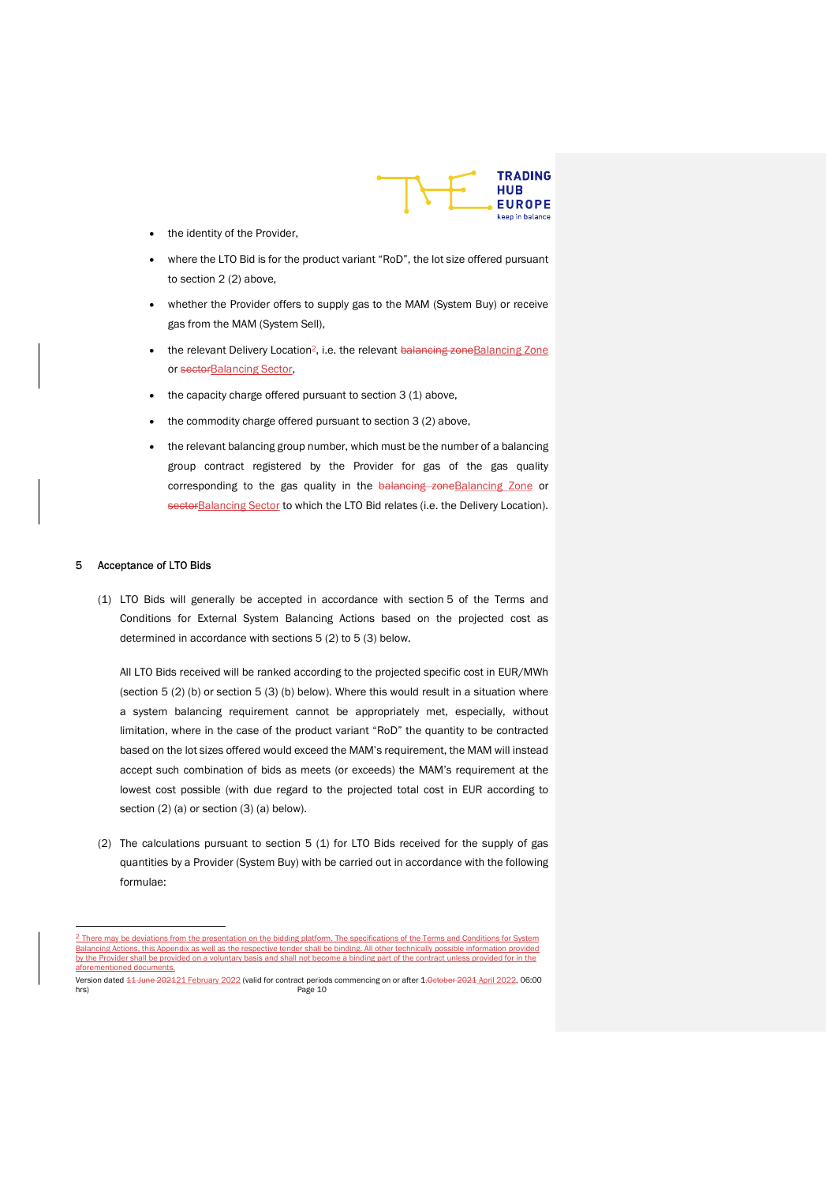- the identity of the Provider,
- where the LTO Bid is for the product variant "RoD", the lot size offered pursuant to section 2 (2) above,
- whether the Provider offers to supply gas to the MAM (System Buy) or receive gas from the MAM (System Sell),
- the relevant Delivery Location[2], i.e. the relevant ~~balancing zone~~Balancing Zone or ~~sector~~Balancing Sector,
- the capacity charge offered pursuant to section 3 (1) above,
- the commodity charge offered pursuant to section 3 (2) above,
- the relevant balancing group number, which must be the number of a balancing group contract registered by the Provider for gas of the gas quality corresponding to the gas quality in the ~~balancing zone~~Balancing Zone or ~~sector~~Balancing Sector to which the LTO Bid relates (i.e. the Delivery Location).

## 5 Acceptance of LTO Bids

(1) LTO Bids will generally be accepted in accordance with section 5 of the Terms and Conditions for External System Balancing Actions based on the projected cost as determined in accordance with sections 5 (2) to 5 (3) below.

All LTO Bids received will be ranked according to the projected specific cost in EUR/MWh (section 5 (2) (b) or section 5 (3) (b) below). Where this would result in a situation where a system balancing requirement cannot be appropriately met, especially, without limitation, where in the case of the product variant "RoD" the quantity to be contracted based on the lot sizes offered would exceed the MAM's requirement, the MAM will instead accept such combination of bids as meets (or exceeds) the MAM's requirement at the lowest cost possible (with due regard to the projected total cost in EUR according to section (2) (a) or section (3) (a) below).

(2) The calculations pursuant to section 5 (1) for LTO Bids received for the supply of gas quantities by a Provider (System Buy) with be carried out in accordance with the following formulae:

---

[2] There may be deviations from the presentation on the bidding platform. The specifications of the Terms and Conditions for System Balancing Actions, this Appendix as well as the respective tender shall be binding. All other technically possible information provided by the Provider shall be provided on a voluntary basis and shall not become a binding part of the contract unless provided for in the aforementioned documents.

Version dated ~~11 June 2021~~21 February 2022 (valid for contract periods commencing on or after 1 ~~October 2021~~ April 2022, 06:00 hrs)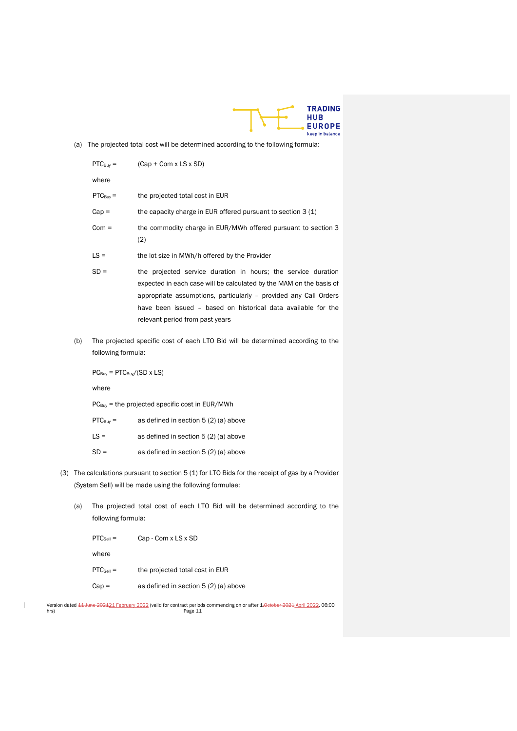(a) The projected total cost will be determined according to the following formula:

$PTC_{Buy}$ = (Cap + Com x LS x SD)

where

$PTC_{Buy}$ = the projected total cost in EUR

Cap = the capacity charge in EUR offered pursuant to section 3 (1)

Com = the commodity charge in EUR/MWh offered pursuant to section 3 (2)

LS = the lot size in MWh/h offered by the Provider

SD = the projected service duration in hours; the service duration expected in each case will be calculated by the MAM on the basis of appropriate assumptions, particularly – provided any Call Orders have been issued – based on historical data available for the relevant period from past years

(b) The projected specific cost of each LTO Bid will be determined according to the following formula:

$PC_{Buy} = PTC_{Buy}/(SD \times LS)$

where

$PC_{Buy}$ = the projected specific cost in EUR/MWh

$PTC_{Buy}$ = as defined in section 5 (2) (a) above

LS = as defined in section 5 (2) (a) above

SD = as defined in section 5 (2) (a) above

(3) The calculations pursuant to section 5 (1) for LTO Bids for the receipt of gas by a Provider (System Sell) will be made using the following formulae:

(a) The projected total cost of each LTO Bid will be determined according to the following formula:

$PTC_{Sell}$ = Cap - Com x LS x SD

where

$PTC_{Sell}$ = the projected total cost in EUR

Cap = as defined in section 5 (2) (a) above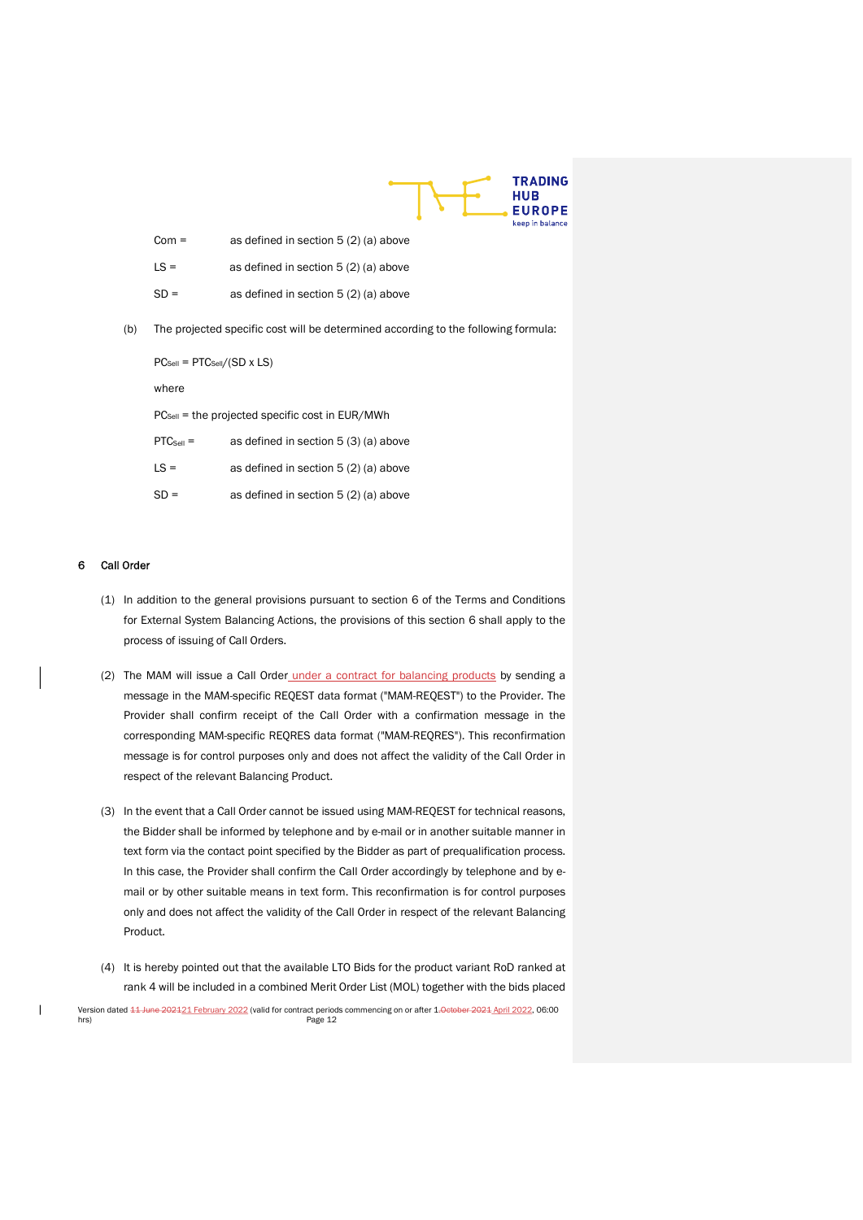Com = as defined in section 5 (2) (a) above

LS = as defined in section 5 (2) (a) above

SD = as defined in section 5 (2) (a) above

(b) The projected specific cost will be determined according to the following formula:

$PC_{Sell} = PTC_{Sell}/(SD \times LS)$

where

$PC_{Sell}$ = the projected specific cost in EUR/MWh

$PTC_{Sell}$ = as defined in section 5 (3) (a) above

LS = as defined in section 5 (2) (a) above

SD = as defined in section 5 (2) (a) above

## 6 Call Order

(1) In addition to the general provisions pursuant to section 6 of the Terms and Conditions for External System Balancing Actions, the provisions of this section 6 shall apply to the process of issuing of Call Orders.

(2) The MAM will issue a Call Order under a contract for balancing products by sending a message in the MAM-specific REQEST data format ("MAM-REQEST") to the Provider. The Provider shall confirm receipt of the Call Order with a confirmation message in the corresponding MAM-specific REQRES data format ("MAM-REQRES"). This reconfirmation message is for control purposes only and does not affect the validity of the Call Order in respect of the relevant Balancing Product.

(3) In the event that a Call Order cannot be issued using MAM-REQEST for technical reasons, the Bidder shall be informed by telephone and by e-mail or in another suitable manner in text form via the contact point specified by the Bidder as part of prequalification process. In this case, the Provider shall confirm the Call Order accordingly by telephone and by e-mail or by other suitable means in text form. This reconfirmation is for control purposes only and does not affect the validity of the Call Order in respect of the relevant Balancing Product.

(4) It is hereby pointed out that the available LTO Bids for the product variant RoD ranked at rank 4 will be included in a combined Merit Order List (MOL) together with the bids placed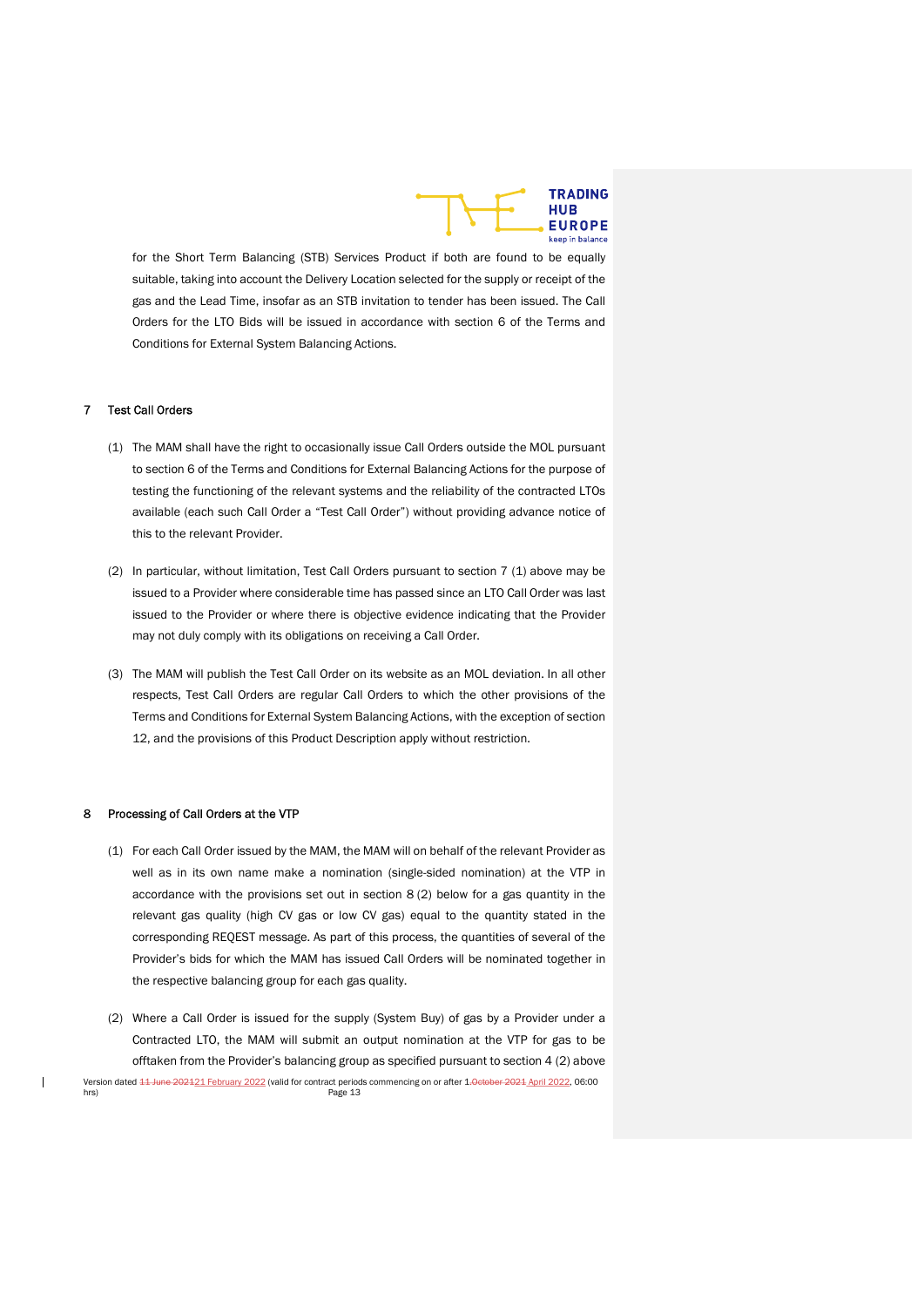for the Short Term Balancing (STB) Services Product if both are found to be equally suitable, taking into account the Delivery Location selected for the supply or receipt of the gas and the Lead Time, insofar as an STB invitation to tender has been issued. The Call Orders for the LTO Bids will be issued in accordance with section 6 of the Terms and Conditions for External System Balancing Actions.

## 7 Test Call Orders

(1) The MAM shall have the right to occasionally issue Call Orders outside the MOL pursuant to section 6 of the Terms and Conditions for External Balancing Actions for the purpose of testing the functioning of the relevant systems and the reliability of the contracted LTOs available (each such Call Order a "Test Call Order") without providing advance notice of this to the relevant Provider.

(2) In particular, without limitation, Test Call Orders pursuant to section 7 (1) above may be issued to a Provider where considerable time has passed since an LTO Call Order was last issued to the Provider or where there is objective evidence indicating that the Provider may not duly comply with its obligations on receiving a Call Order.

(3) The MAM will publish the Test Call Order on its website as an MOL deviation. In all other respects, Test Call Orders are regular Call Orders to which the other provisions of the Terms and Conditions for External System Balancing Actions, with the exception of section 12, and the provisions of this Product Description apply without restriction.

## 8 Processing of Call Orders at the VTP

(1) For each Call Order issued by the MAM, the MAM will on behalf of the relevant Provider as well as in its own name make a nomination (single-sided nomination) at the VTP in accordance with the provisions set out in section 8 (2) below for a gas quantity in the relevant gas quality (high CV gas or low CV gas) equal to the quantity stated in the corresponding REQEST message. As part of this process, the quantities of several of the Provider's bids for which the MAM has issued Call Orders will be nominated together in the respective balancing group for each gas quality.

(2) Where a Call Order is issued for the supply (System Buy) of gas by a Provider under a Contracted LTO, the MAM will submit an output nomination at the VTP for gas to be offtaken from the Provider's balancing group as specified pursuant to section 4 (2) above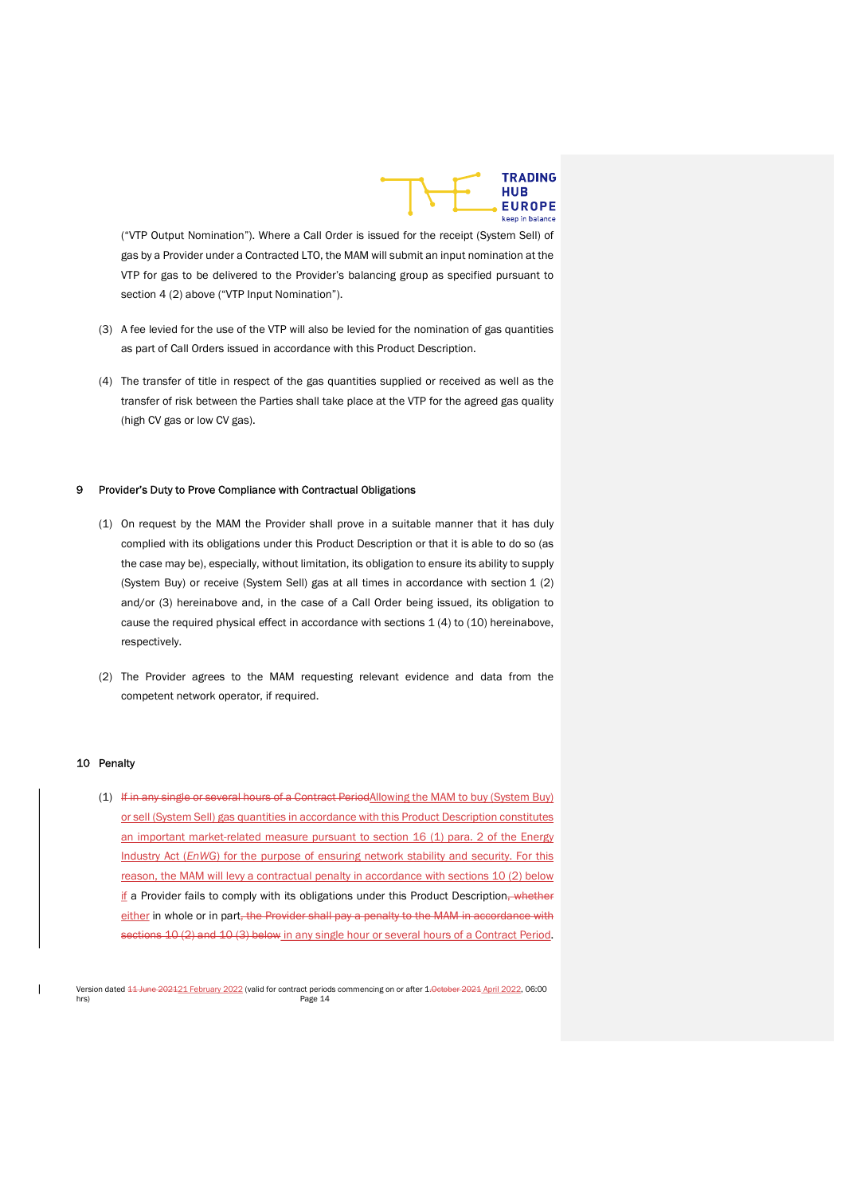("VTP Output Nomination"). Where a Call Order is issued for the receipt (System Sell) of gas by a Provider under a Contracted LTO, the MAM will submit an input nomination at the VTP for gas to be delivered to the Provider's balancing group as specified pursuant to section 4 (2) above ("VTP Input Nomination").

(3) A fee levied for the use of the VTP will also be levied for the nomination of gas quantities as part of Call Orders issued in accordance with this Product Description.

(4) The transfer of title in respect of the gas quantities supplied or received as well as the transfer of risk between the Parties shall take place at the VTP for the agreed gas quality (high CV gas or low CV gas).

## 9 Provider's Duty to Prove Compliance with Contractual Obligations

(1) On request by the MAM the Provider shall prove in a suitable manner that it has duly complied with its obligations under this Product Description or that it is able to do so (as the case may be), especially, without limitation, its obligation to ensure its ability to supply (System Buy) or receive (System Sell) gas at all times in accordance with section 1 (2) and/or (3) hereinabove and, in the case of a Call Order being issued, its obligation to cause the required physical effect in accordance with sections 1 (4) to (10) hereinabove, respectively.

(2) The Provider agrees to the MAM requesting relevant evidence and data from the competent network operator, if required.

## 10 Penalty

(1) ~~If in any single or several hours of a Contract Period~~Allowing the MAM to buy (System Buy) or sell (System Sell) gas quantities in accordance with this Product Description constitutes an important market-related measure pursuant to section 16 (1) para. 2 of the Energy Industry Act (*EnWG*) for the purpose of ensuring network stability and security. For this reason, the MAM will levy a contractual penalty in accordance with sections 10 (2) below if a Provider fails to comply with its obligations under this Product Description~~, whether~~ either in whole or in part~~, the Provider shall pay a penalty to the MAM in accordance with sections 10 (2) and 10 (3) below~~ in any single hour or several hours of a Contract Period.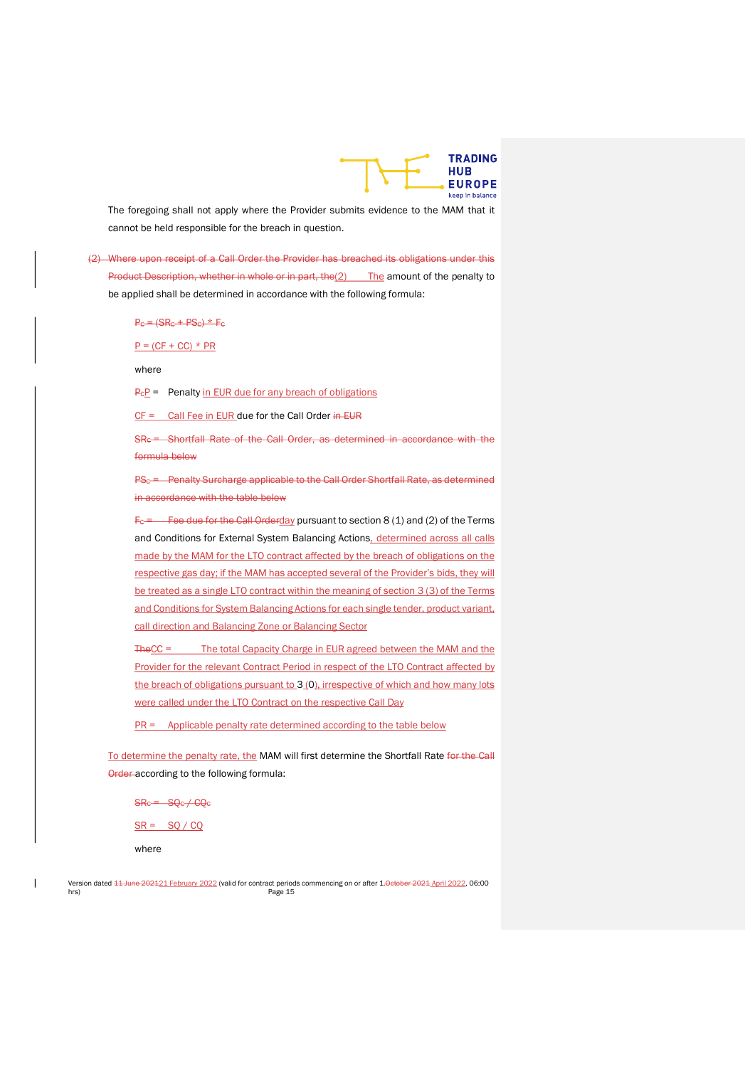The foregoing shall not apply where the Provider submits evidence to the MAM that it cannot be held responsible for the breach in question.

(2) Where upon receipt of a Call Order the Provider has breached its obligations under this Product Description, whether in whole or in part, the(2) The amount of the penalty to be applied shall be determined in accordance with the following formula:

$P_c = (SR_c + PS_c) * F_c$

$P = (CF + CC) * PR$

where

$P_cP$ = Penalty in EUR due for any breach of obligations

CF = Call Fee in EUR due for the Call Order in EUR

$SR_c$ = Shortfall Rate of the Call Order, as determined in accordance with the formula below

$PS_c$ = Penalty Surcharge applicable to the Call Order Shortfall Rate, as determined in accordance with the table below

$F_c$ = Fee due for the Call Orderday pursuant to section 8 (1) and (2) of the Terms and Conditions for External System Balancing Actions, determined across all calls made by the MAM for the LTO contract affected by the breach of obligations on the respective gas day; if the MAM has accepted several of the Provider's bids, they will be treated as a single LTO contract within the meaning of section 3 (3) of the Terms and Conditions for System Balancing Actions for each single tender, product variant, call direction and Balancing Zone or Balancing Sector

TheCC = The total Capacity Charge in EUR agreed between the MAM and the Provider for the relevant Contract Period in respect of the LTO Contract affected by the breach of obligations pursuant to 3 (0), irrespective of which and how many lots were called under the LTO Contract on the respective Call Day

PR = Applicable penalty rate determined according to the table below

To determine the penalty rate, the MAM will first determine the Shortfall Rate for the Call Order according to the following formula:

$SR_c = SQ_c / CQ_c$

$SR = SQ / CQ$

where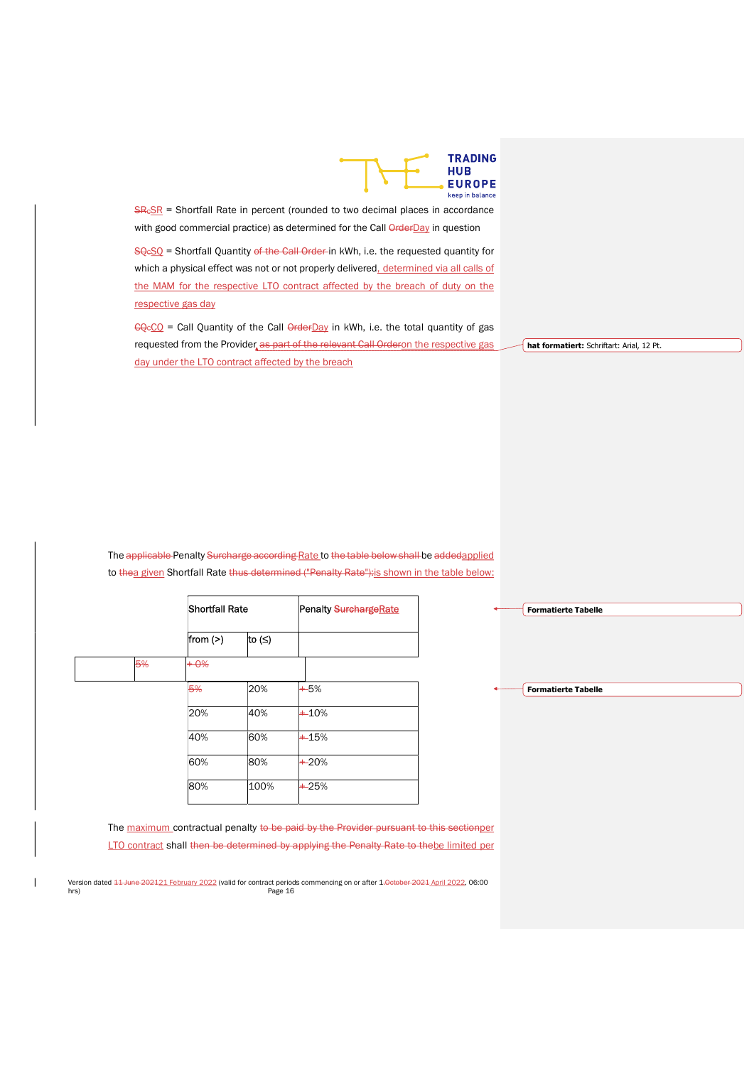SRcSR = Shortfall Rate in percent (rounded to two decimal places in accordance with good commercial practice) as determined for the Call OrderDay in question

SQcSQ = Shortfall Quantity of the Call Order in kWh, i.e. the requested quantity for which a physical effect was not or not properly delivered, determined via all calls of the MAM for the respective LTO contract affected by the breach of duty on the respective gas day

CQcCQ = Call Quantity of the Call OrderDay in kWh, i.e. the total quantity of gas requested from the Provider as part of the relevant Call Orderon the respective gas day under the LTO contract affected by the breach

The applicable Penalty Surcharge according Rate to the table below shall be addedapplied to thea given Shortfall Rate thus determined ("Penalty Rate"):is shown in the table below:

| Shortfall Rate | | Penalty SurchargeRate |
|---|---|---|
| from (>) | to (≤) | |
| | 5% | + 0% |
| 5% | 20% | + 5% |
| 20% | 40% | + 10% |
| 40% | 60% | + 15% |
| 60% | 80% | + 20% |
| 80% | 100% | + 25% |

The maximum contractual penalty to be paid by the Provider pursuant to this sectionper LTO contract shall then be determined by applying the Penalty Rate to thebe limited per

Version dated 11 June 202121 February 2022 (valid for contract periods commencing on or after 1.October 2021 April 2022, 06:00 hrs)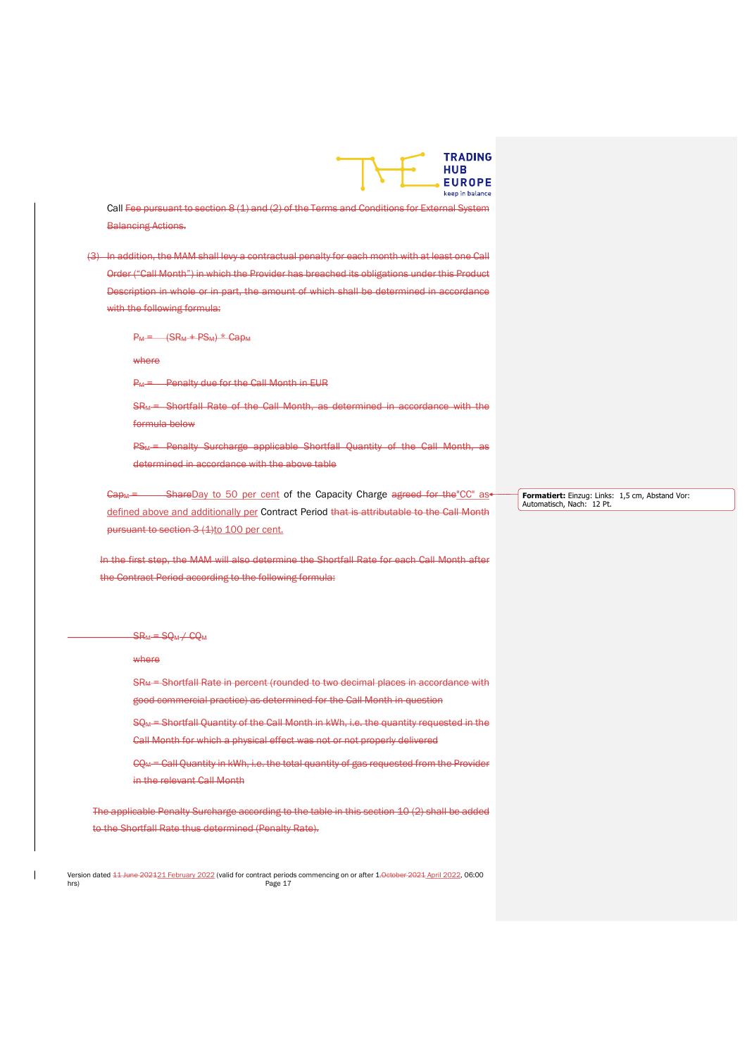Call Fee pursuant to section 8 (1) and (2) of the Terms and Conditions for External System Balancing Actions.

(3) In addition, the MAM shall levy a contractual penalty for each month with at least one Call Order ("Call Month") in which the Provider has breached its obligations under this Product Description in whole or in part, the amount of which shall be determined in accordance with the following formula:

$P_M = (SR_M + PS_M) * Cap_M$

where

$P_M$ = Penalty due for the Call Month in EUR

$SR_M$ = Shortfall Rate of the Call Month, as determined in accordance with the formula below

$PS_M$ = Penalty Surcharge applicable Shortfall Quantity of the Call Month, as determined in accordance with the above table

$Cap_M$ = ShareDay to 50 per cent of the Capacity Charge agreed for the"CC" as defined above and additionally per Contract Period that is attributable to the Call Month pursuant to section 3 (1)to 100 per cent.

In the first step, the MAM will also determine the Shortfall Rate for each Call Month after the Contract Period according to the following formula:

$SR_M = SQ_M / CQ_M$

where

$SR_M$ = Shortfall Rate in percent (rounded to two decimal places in accordance with good commercial practice) as determined for the Call Month in question

$SQ_M$ = Shortfall Quantity of the Call Month in kWh, i.e. the quantity requested in the Call Month for which a physical effect was not or not properly delivered

$CQ_M$ = Call Quantity in kWh, i.e. the total quantity of gas requested from the Provider in the relevant Call Month

The applicable Penalty Surcharge according to the table in this section 10 (2) shall be added to the Shortfall Rate thus determined (Penalty Rate).

Version dated 11 June 202121 February 2022 (valid for contract periods commencing on or after 1.October 2021 April 2022, 06:00 hrs)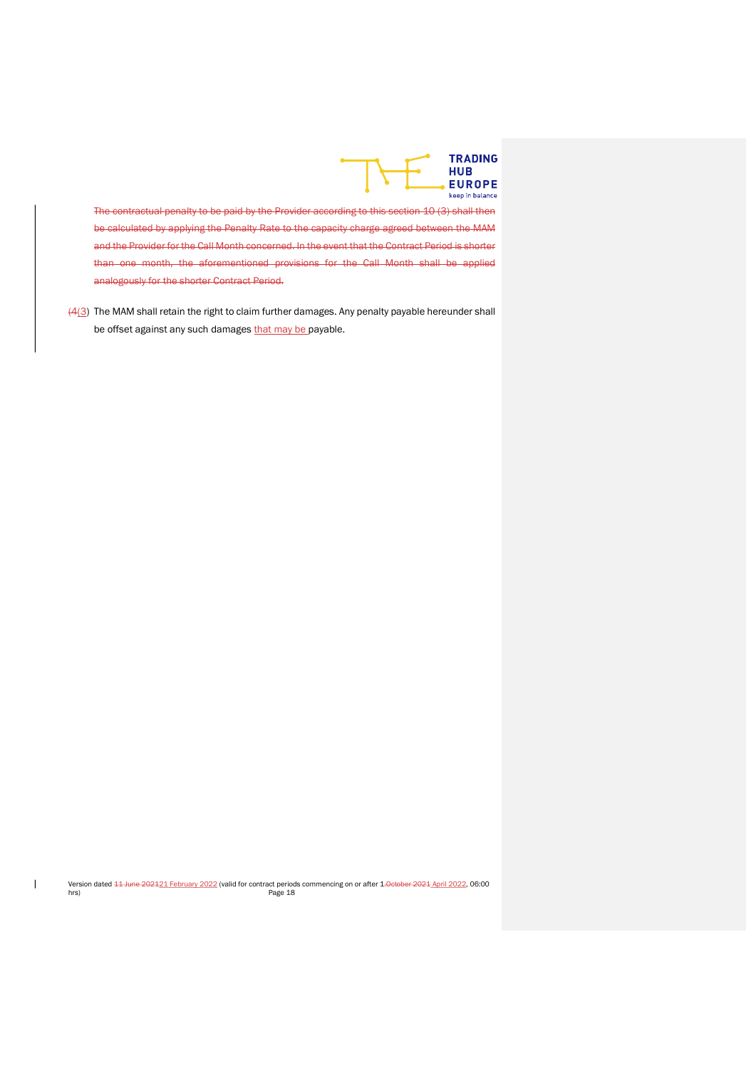~~The contractual penalty to be paid by the Provider according to this section 10 (3) shall then be calculated by applying the Penalty Rate to the capacity charge agreed between the MAM and the Provider for the Call Month concerned. In the event that the Contract Period is shorter than one month, the aforementioned provisions for the Call Month shall be applied analogously for the shorter Contract Period.~~

(~~4~~3) The MAM shall retain the right to claim further damages. Any penalty payable hereunder shall be offset against any such damages that may be payable.